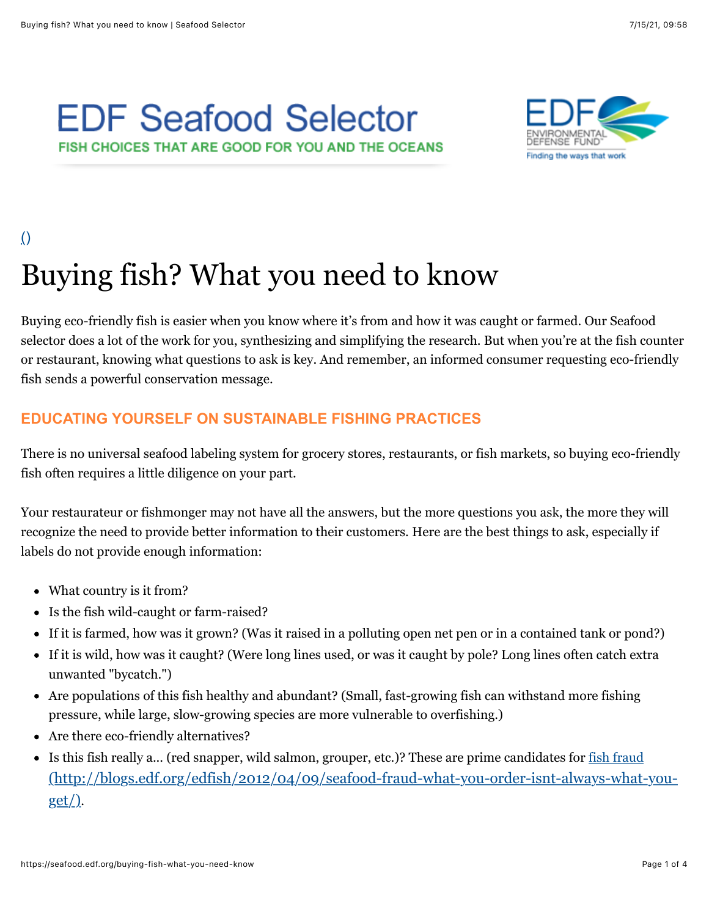EDF Seafood Selector

FISH CHOICES THAT ARE GOOD FOR YOU AND THE OCEANS

EDF ENVIRONMENTAL DEFENSE FUND

Finding the ways that work

()

# Buying fish? What you need to know

Buying eco-friendly fish is easier when you know where it's from and how it was caught or farmed. Our Seafood selector does a lot of the work for you, synthesizing and simplifying the research. But when you're at the fish counter or restaurant, knowing what questions to ask is key. And remember, an informed consumer requesting eco-friendly fish sends a powerful conservation message.

## EDUCATING YOURSELF ON SUSTAINABLE FISHING PRACTICES

There is no universal seafood labeling system for grocery stores, restaurants, or fish markets, so buying eco-friendly fish often requires a little diligence on your part.

Your restaurateur or fishmonger may not have all the answers, but the more questions you ask, the more they will recognize the need to provide better information to their customers. Here are the best things to ask, especially if labels do not provide enough information:

- What country is it from?
- Is the fish wild-caught or farm-raised?
- If it is farmed, how was it grown? (Was it raised in a polluting open net pen or in a contained tank or pond?)
- If it is wild, how was it caught? (Were long lines used, or was it caught by pole? Long lines often catch extra unwanted "bycatch.")
- Are populations of this fish healthy and abundant? (Small, fast-growing fish can withstand more fishing pressure, while large, slow-growing species are more vulnerable to overfishing.)
- Are there eco-friendly alternatives?
- Is this fish really a... (red snapper, wild salmon, grouper, etc.)? These are prime candidates for fish fraud (http://blogs.edf.org/edfish/2012/04/09/seafood-fraud-what-you-order-isnt-always-what-you-get/).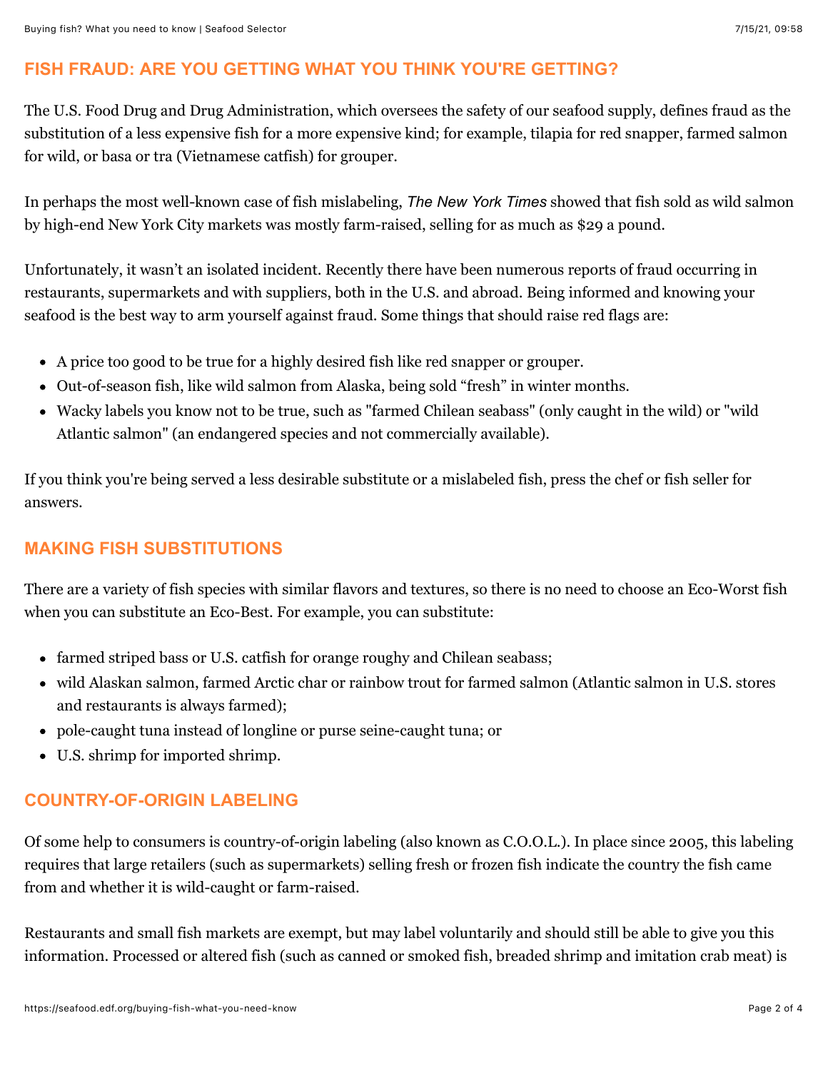## FISH FRAUD: ARE YOU GETTING WHAT YOU THINK YOU'RE GETTING?

The U.S. Food Drug and Drug Administration, which oversees the safety of our seafood supply, defines fraud as the substitution of a less expensive fish for a more expensive kind; for example, tilapia for red snapper, farmed salmon for wild, or basa or tra (Vietnamese catfish) for grouper.

In perhaps the most well-known case of fish mislabeling, *The New York Times* showed that fish sold as wild salmon by high-end New York City markets was mostly farm-raised, selling for as much as $29 a pound.

Unfortunately, it wasn't an isolated incident. Recently there have been numerous reports of fraud occurring in restaurants, supermarkets and with suppliers, both in the U.S. and abroad. Being informed and knowing your seafood is the best way to arm yourself against fraud. Some things that should raise red flags are:

- A price too good to be true for a highly desired fish like red snapper or grouper.
- Out-of-season fish, like wild salmon from Alaska, being sold "fresh" in winter months.
- Wacky labels you know not to be true, such as "farmed Chilean seabass" (only caught in the wild) or "wild Atlantic salmon" (an endangered species and not commercially available).

If you think you're being served a less desirable substitute or a mislabeled fish, press the chef or fish seller for answers.

## MAKING FISH SUBSTITUTIONS

There are a variety of fish species with similar flavors and textures, so there is no need to choose an Eco-Worst fish when you can substitute an Eco-Best. For example, you can substitute:

- farmed striped bass or U.S. catfish for orange roughy and Chilean seabass;
- wild Alaskan salmon, farmed Arctic char or rainbow trout for farmed salmon (Atlantic salmon in U.S. stores and restaurants is always farmed);
- pole-caught tuna instead of longline or purse seine-caught tuna; or
- U.S. shrimp for imported shrimp.

## COUNTRY-OF-ORIGIN LABELING

Of some help to consumers is country-of-origin labeling (also known as C.O.O.L.). In place since 2005, this labeling requires that large retailers (such as supermarkets) selling fresh or frozen fish indicate the country the fish came from and whether it is wild-caught or farm-raised.

Restaurants and small fish markets are exempt, but may label voluntarily and should still be able to give you this information. Processed or altered fish (such as canned or smoked fish, breaded shrimp and imitation crab meat) is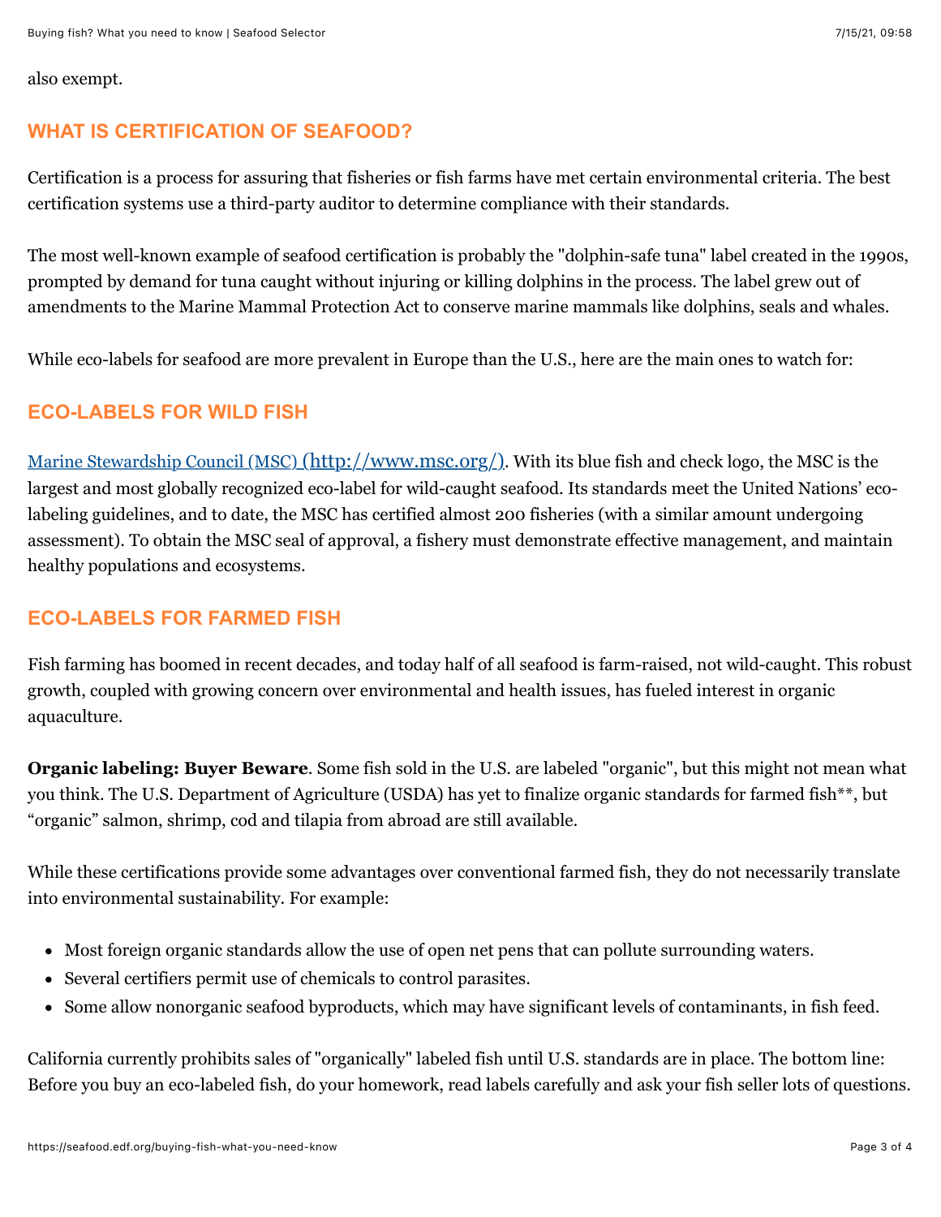also exempt.

## WHAT IS CERTIFICATION OF SEAFOOD?

Certification is a process for assuring that fisheries or fish farms have met certain environmental criteria. The best certification systems use a third-party auditor to determine compliance with their standards.

The most well-known example of seafood certification is probably the "dolphin-safe tuna" label created in the 1990s, prompted by demand for tuna caught without injuring or killing dolphins in the process. The label grew out of amendments to the Marine Mammal Protection Act to conserve marine mammals like dolphins, seals and whales.

While eco-labels for seafood are more prevalent in Europe than the U.S., here are the main ones to watch for:

## ECO-LABELS FOR WILD FISH

Marine Stewardship Council (MSC) (http://www.msc.org/). With its blue fish and check logo, the MSC is the largest and most globally recognized eco-label for wild-caught seafood. Its standards meet the United Nations' eco-labeling guidelines, and to date, the MSC has certified almost 200 fisheries (with a similar amount undergoing assessment). To obtain the MSC seal of approval, a fishery must demonstrate effective management, and maintain healthy populations and ecosystems.

## ECO-LABELS FOR FARMED FISH

Fish farming has boomed in recent decades, and today half of all seafood is farm-raised, not wild-caught. This robust growth, coupled with growing concern over environmental and health issues, has fueled interest in organic aquaculture.

**Organic labeling: Buyer Beware**. Some fish sold in the U.S. are labeled "organic", but this might not mean what you think. The U.S. Department of Agriculture (USDA) has yet to finalize organic standards for farmed fish**, but "organic" salmon, shrimp, cod and tilapia from abroad are still available.

While these certifications provide some advantages over conventional farmed fish, they do not necessarily translate into environmental sustainability. For example:

- Most foreign organic standards allow the use of open net pens that can pollute surrounding waters.
- Several certifiers permit use of chemicals to control parasites.
- Some allow nonorganic seafood byproducts, which may have significant levels of contaminants, in fish feed.

California currently prohibits sales of "organically" labeled fish until U.S. standards are in place. The bottom line: Before you buy an eco-labeled fish, do your homework, read labels carefully and ask your fish seller lots of questions.